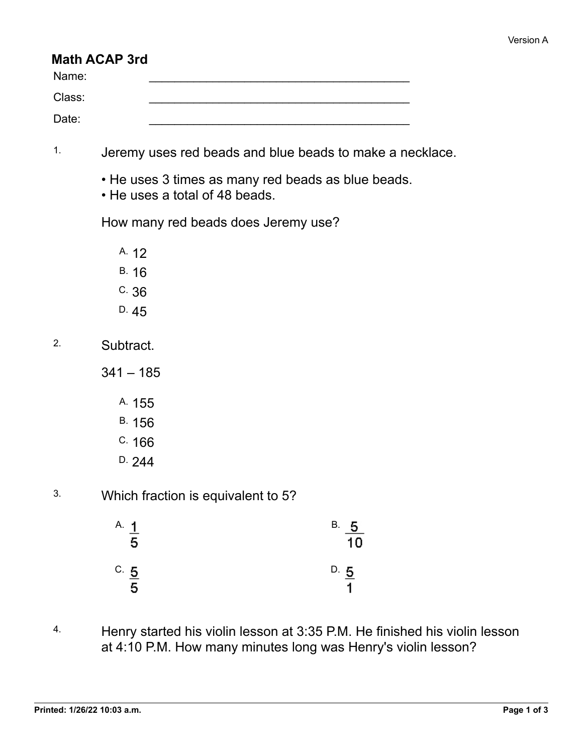Version A

# Math ACAP 3rd

Name: ________________________________________

Class: ________________________________________

Date: ________________________________________

1. Jeremy uses red beads and blue beads to make a necklace.

   • He uses 3 times as many red beads as blue beads.
   • He uses a total of 48 beads.

   How many red beads does Jeremy use?

   A. 12
   B. 16
   C. 36
   D. 45

2. Subtract.

   341 – 185

   A. 155
   B. 156
   C. 166
   D. 244

3. Which fraction is equivalent to 5?

   A. $\frac{1}{5}$
   B. $\frac{5}{10}$
   C. $\frac{5}{5}$
   D. $\frac{5}{1}$

4. Henry started his violin lesson at 3:35 P.M. He finished his violin lesson at 4:10 P.M. How many minutes long was Henry's violin lesson?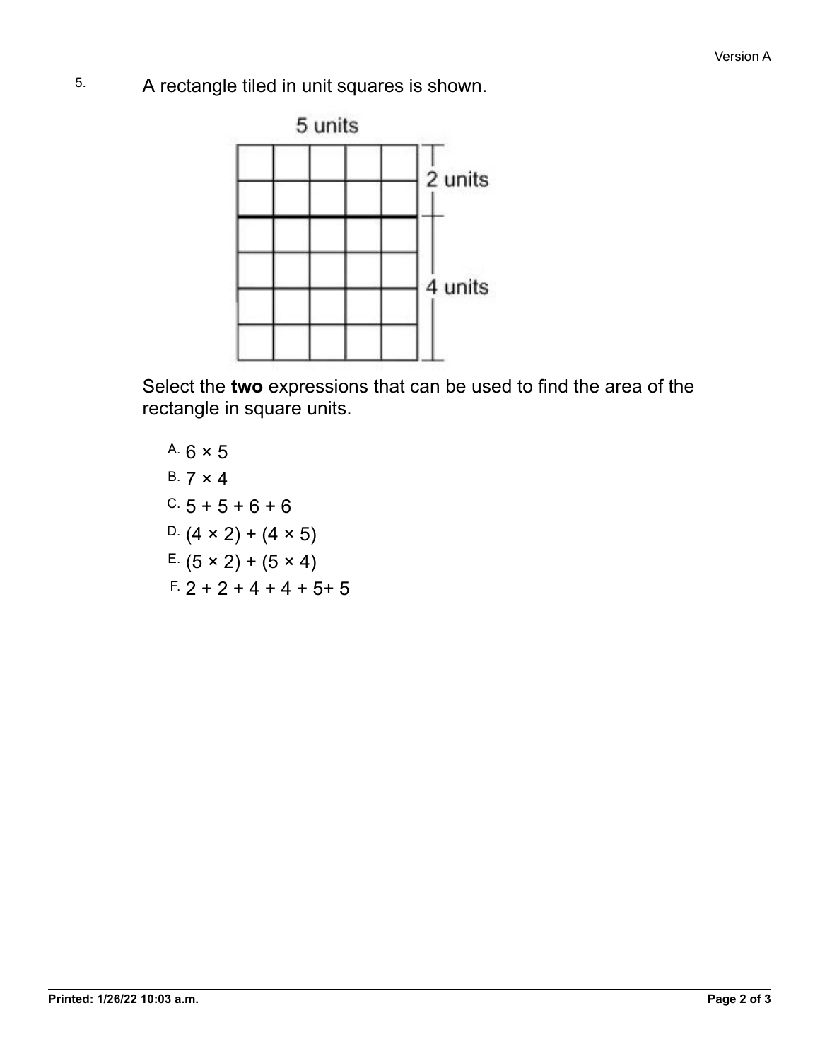5. A rectangle tiled in unit squares is shown.

5 units

2 units

4 units

Select the **two** expressions that can be used to find the area of the rectangle in square units.

A. $6 \times 5$

B. $7 \times 4$

C. $5 + 5 + 6 + 6$

D. $(4 \times 2) + (4 \times 5)$

E. $(5 \times 2) + (5 \times 4)$

F. $2 + 2 + 4 + 4 + 5 + 5$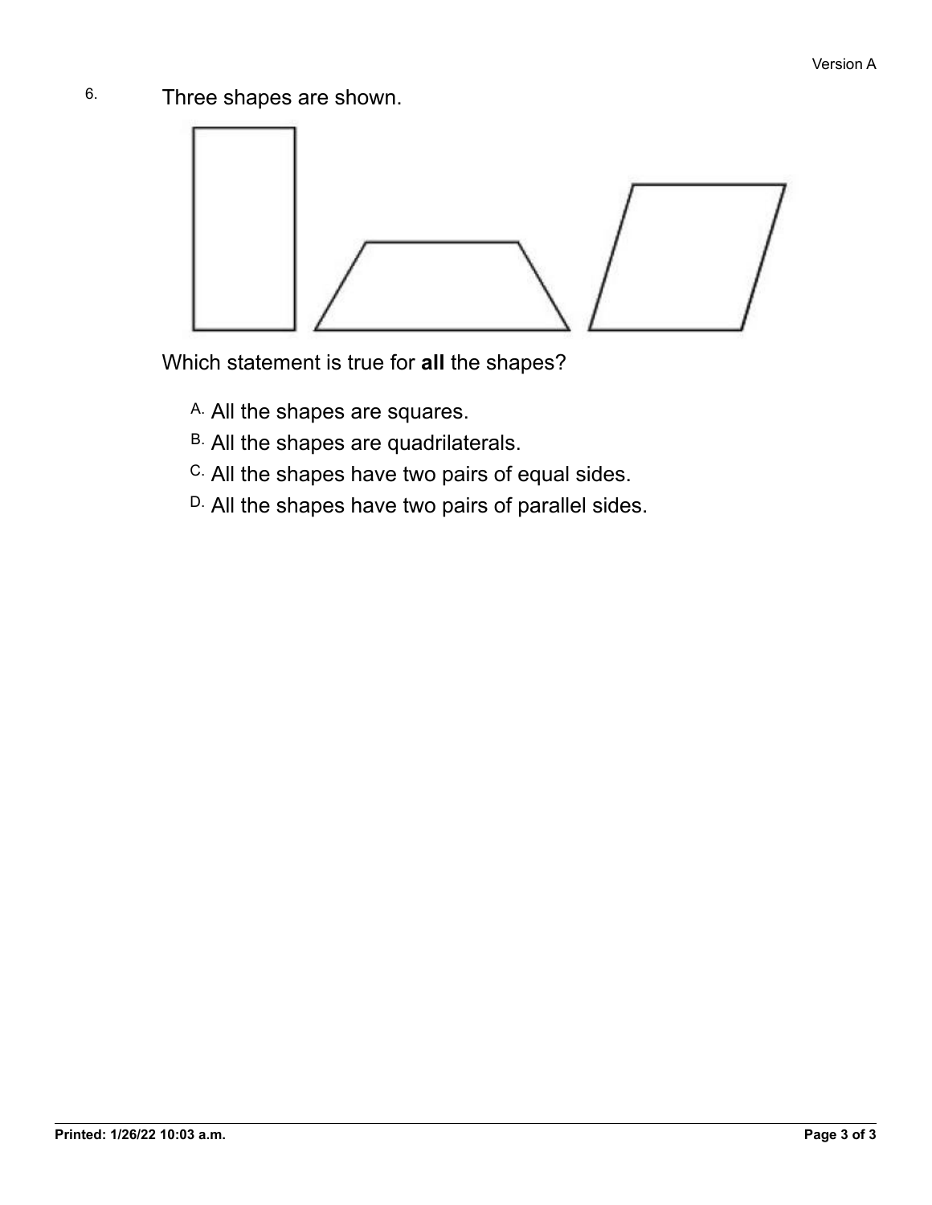6. Three shapes are shown.

Which statement is true for **all** the shapes?

A. All the shapes are squares.

B. All the shapes are quadrilaterals.

C. All the shapes have two pairs of equal sides.

D. All the shapes have two pairs of parallel sides.